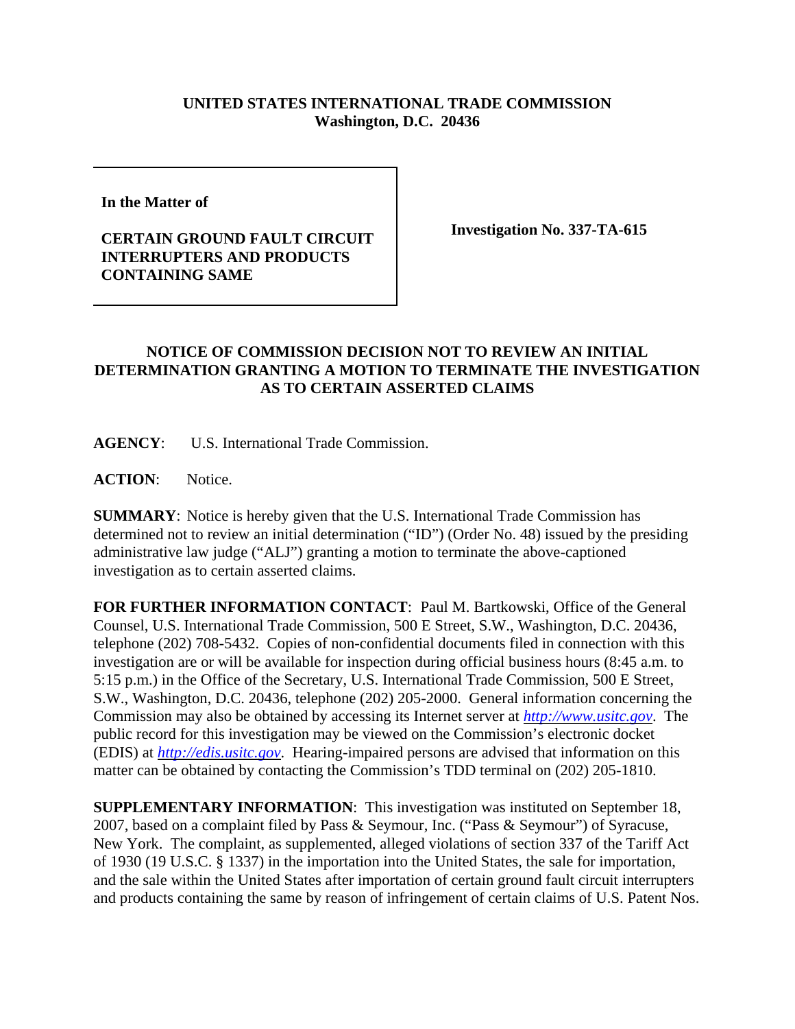**UNITED STATES INTERNATIONAL TRADE COMMISSION**
**Washington, D.C. 20436**

| | |
|---|---|
| **In the Matter of**<br><br>**CERTAIN GROUND FAULT CIRCUIT INTERRUPTERS AND PRODUCTS CONTAINING SAME** | **Investigation No. 337-TA-615** |

## NOTICE OF COMMISSION DECISION NOT TO REVIEW AN INITIAL DETERMINATION GRANTING A MOTION TO TERMINATE THE INVESTIGATION AS TO CERTAIN ASSERTED CLAIMS

**AGENCY**: U.S. International Trade Commission.

**ACTION**: Notice.

**SUMMARY**: Notice is hereby given that the U.S. International Trade Commission has determined not to review an initial determination ("ID") (Order No. 48) issued by the presiding administrative law judge ("ALJ") granting a motion to terminate the above-captioned investigation as to certain asserted claims.

**FOR FURTHER INFORMATION CONTACT**: Paul M. Bartkowski, Office of the General Counsel, U.S. International Trade Commission, 500 E Street, S.W., Washington, D.C. 20436, telephone (202) 708-5432. Copies of non-confidential documents filed in connection with this investigation are or will be available for inspection during official business hours (8:45 a.m. to 5:15 p.m.) in the Office of the Secretary, U.S. International Trade Commission, 500 E Street, S.W., Washington, D.C. 20436, telephone (202) 205-2000. General information concerning the Commission may also be obtained by accessing its Internet server at *http://www.usitc.gov*. The public record for this investigation may be viewed on the Commission's electronic docket (EDIS) at *http://edis.usitc.gov*. Hearing-impaired persons are advised that information on this matter can be obtained by contacting the Commission's TDD terminal on (202) 205-1810.

**SUPPLEMENTARY INFORMATION**: This investigation was instituted on September 18, 2007, based on a complaint filed by Pass & Seymour, Inc. ("Pass & Seymour") of Syracuse, New York. The complaint, as supplemented, alleged violations of section 337 of the Tariff Act of 1930 (19 U.S.C. § 1337) in the importation into the United States, the sale for importation, and the sale within the United States after importation of certain ground fault circuit interrupters and products containing the same by reason of infringement of certain claims of U.S. Patent Nos.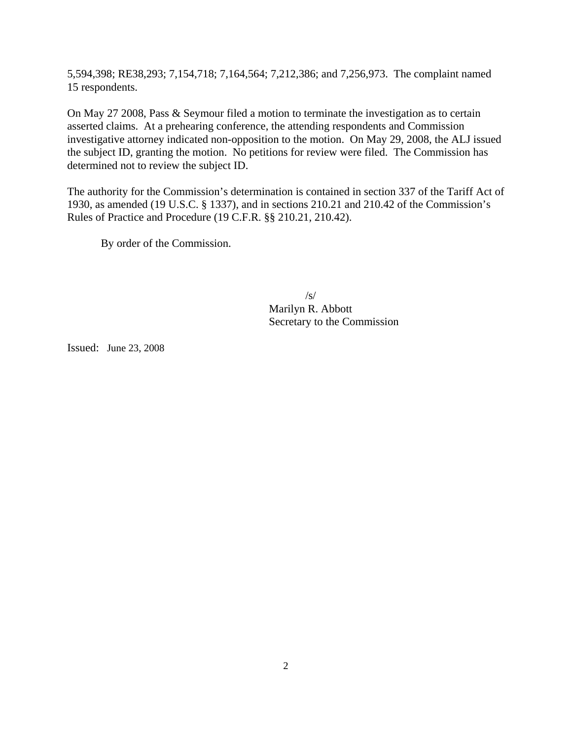5,594,398; RE38,293; 7,154,718; 7,164,564; 7,212,386; and 7,256,973. The complaint named 15 respondents.

On May 27 2008, Pass & Seymour filed a motion to terminate the investigation as to certain asserted claims. At a prehearing conference, the attending respondents and Commission investigative attorney indicated non-opposition to the motion. On May 29, 2008, the ALJ issued the subject ID, granting the motion. No petitions for review were filed. The Commission has determined not to review the subject ID.

The authority for the Commission's determination is contained in section 337 of the Tariff Act of 1930, as amended (19 U.S.C. § 1337), and in sections 210.21 and 210.42 of the Commission's Rules of Practice and Procedure (19 C.F.R. §§ 210.21, 210.42).

By order of the Commission.

/s/
Marilyn R. Abbott
Secretary to the Commission

Issued: June 23, 2008